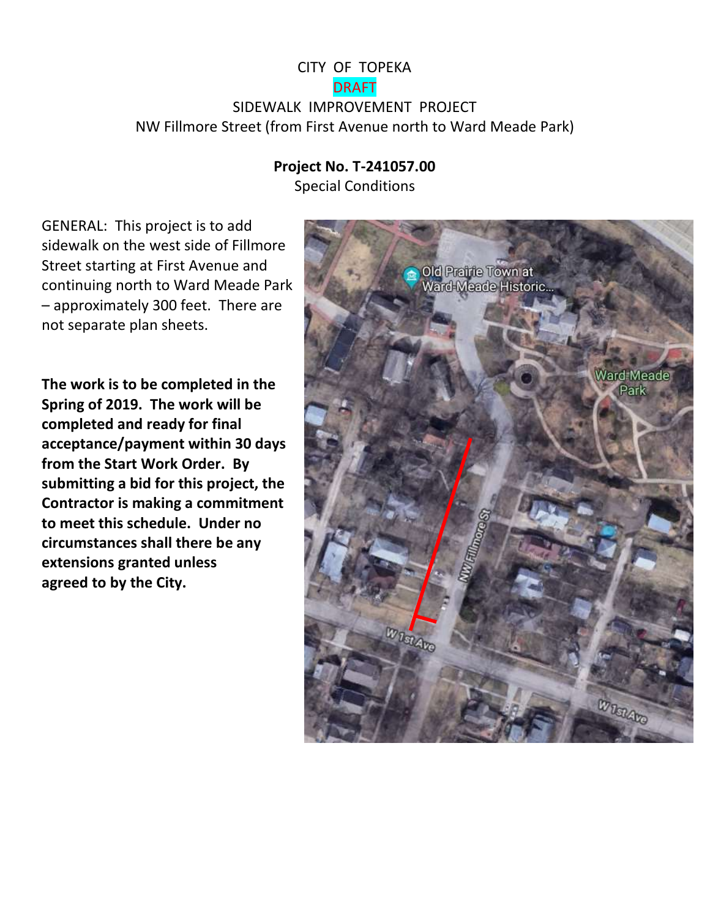# CITY OF TOPEKA

DRAFT

## SIDEWALK IMPROVEMENT PROJECT

NW Fillmore Street (from First Avenue north to Ward Meade Park)

**Project No. T-241057.00**

Special Conditions

GENERAL: This project is to add sidewalk on the west side of Fillmore Street starting at First Avenue and continuing north to Ward Meade Park – approximately 300 feet. There are not separate plan sheets.

**The work is to be completed in the Spring of 2019. The work will be completed and ready for final acceptance/payment within 30 days from the Start Work Order. By submitting a bid for this project, the Contractor is making a commitment to meet this schedule. Under no circumstances shall there be any extensions granted unless agreed to by the City.**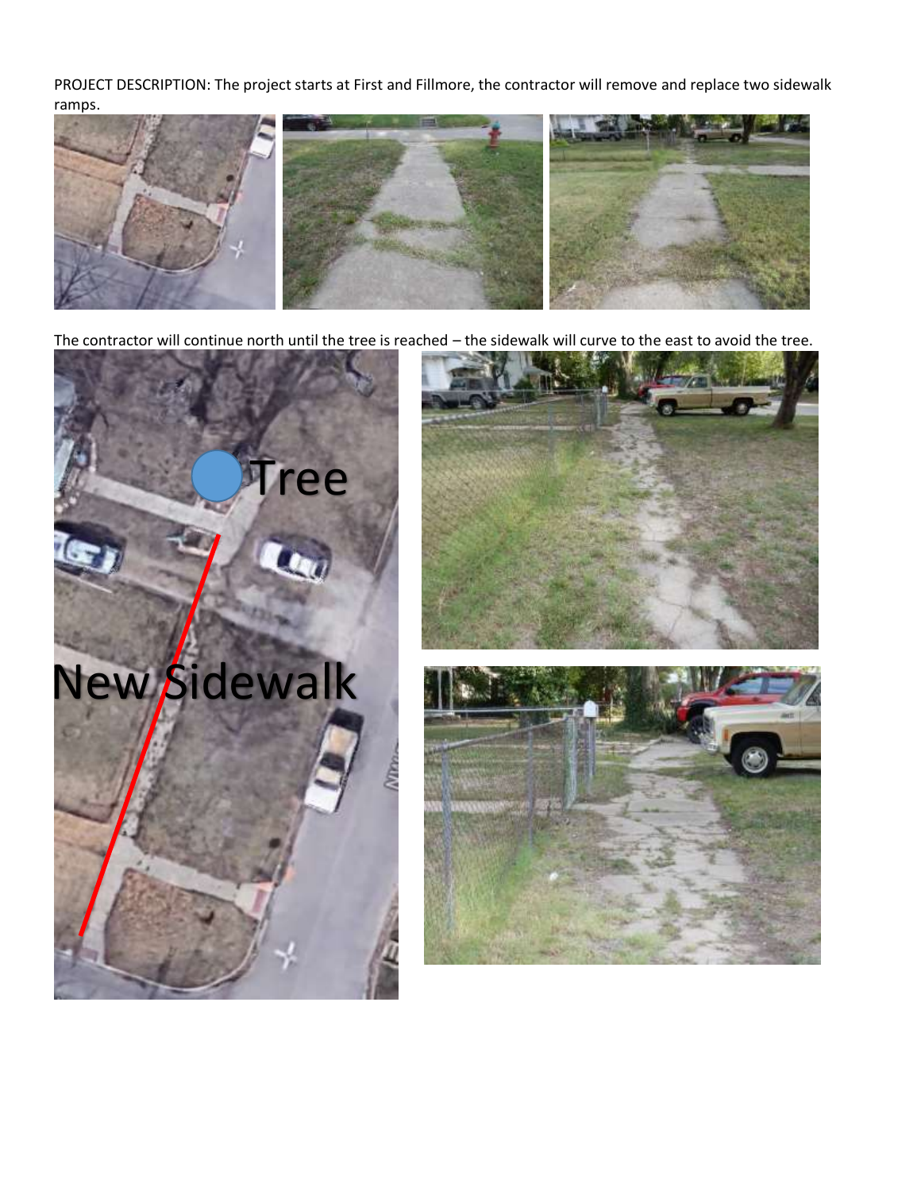PROJECT DESCRIPTION: The project starts at First and Fillmore, the contractor will remove and replace two sidewalk ramps.

The contractor will continue north until the tree is reached – the sidewalk will curve to the east to avoid the tree.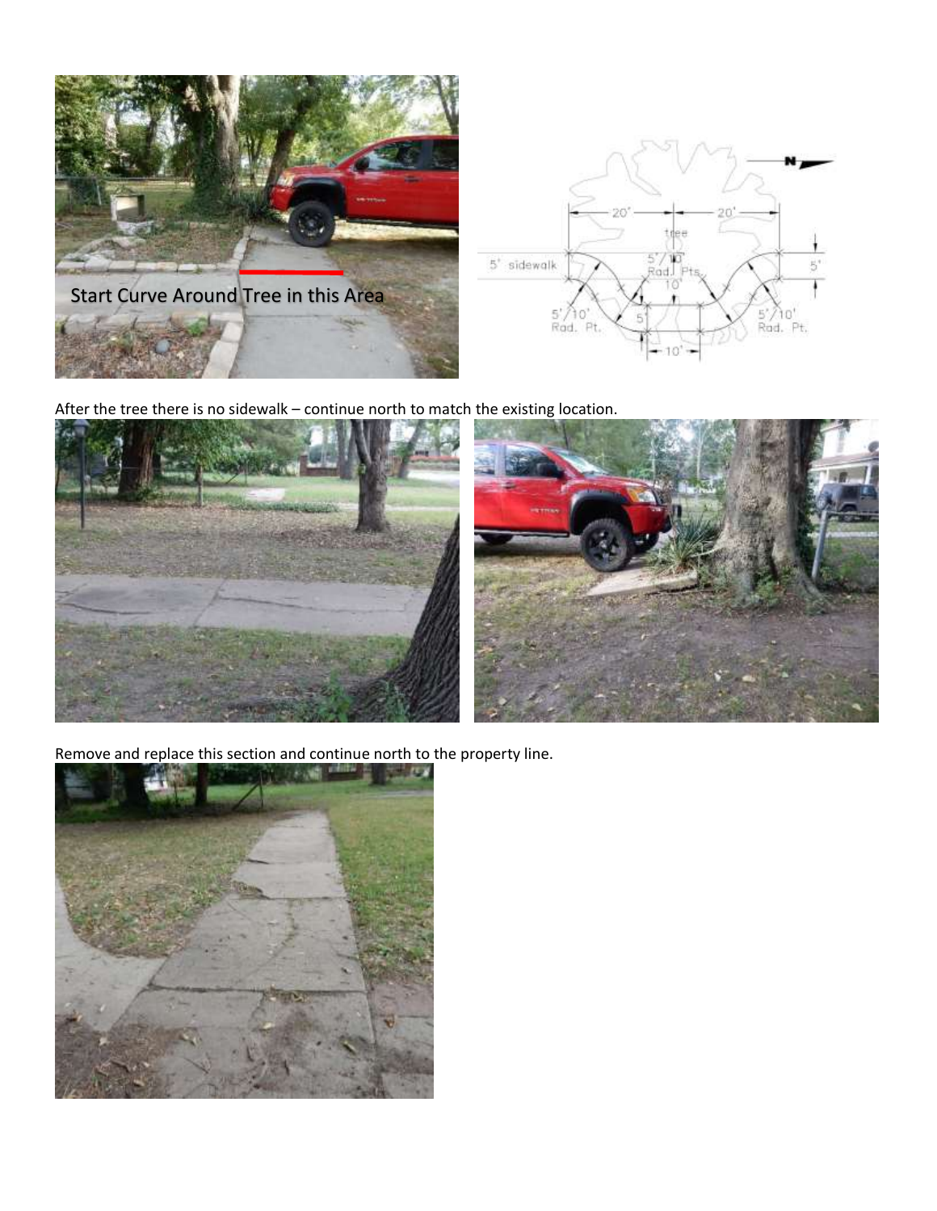Start Curve Around Tree in this Area

After the tree there is no sidewalk – continue north to match the existing location.

Remove and replace this section and continue north to the property line.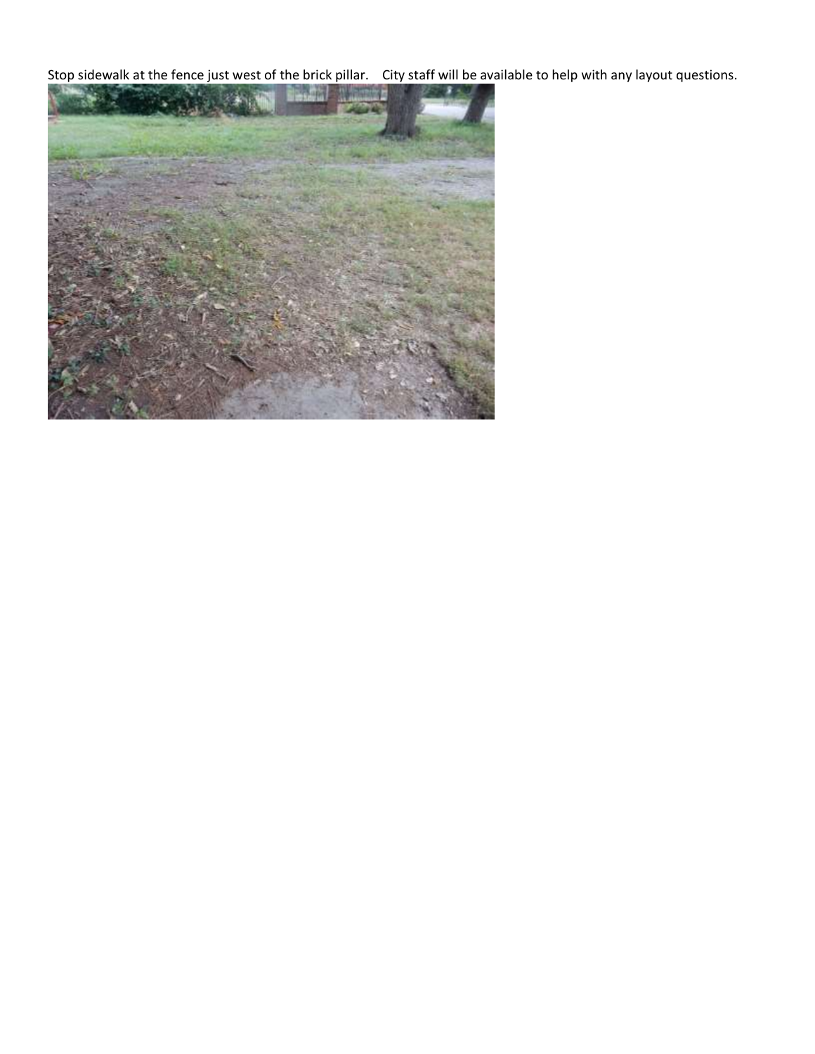Stop sidewalk at the fence just west of the brick pillar. City staff will be available to help with any layout questions.